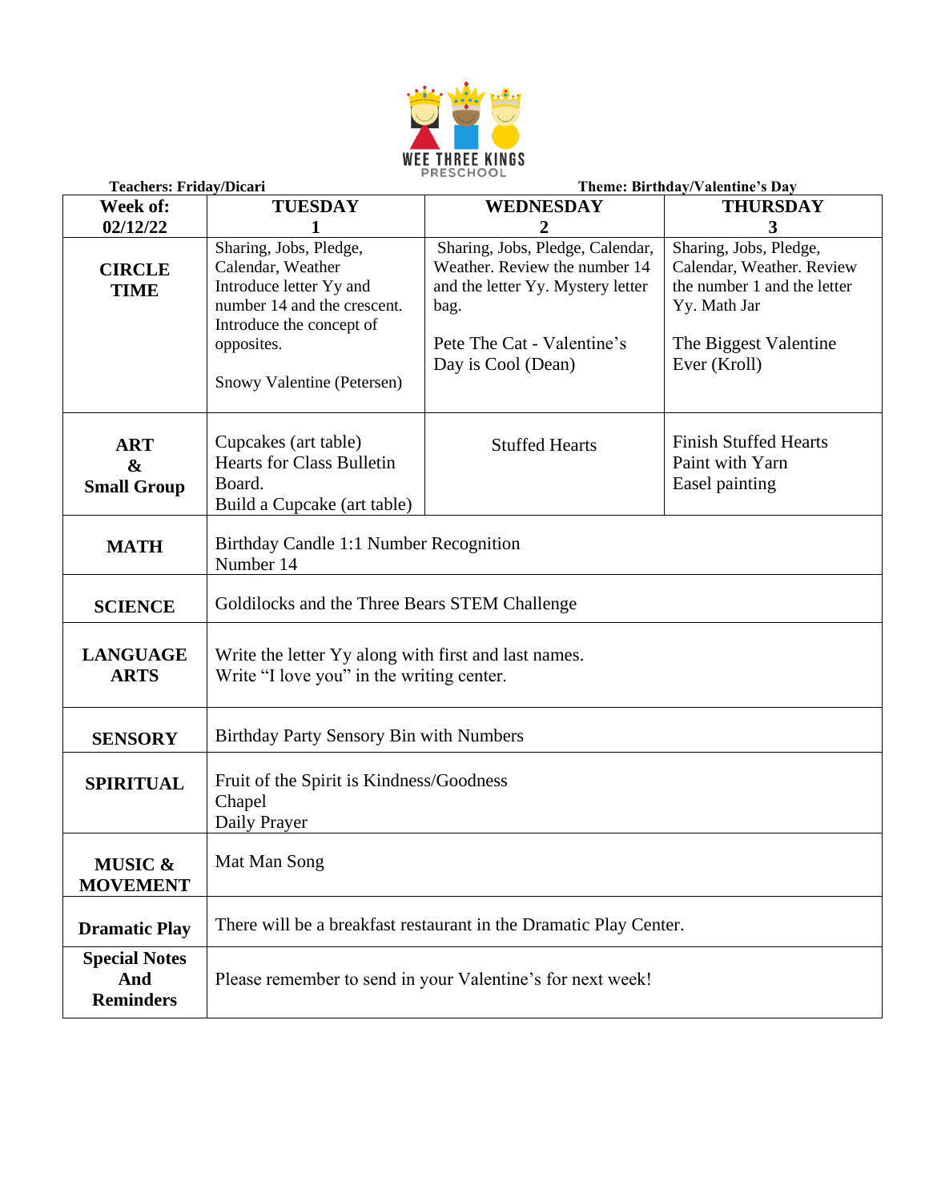WEE THREE KINGS PRESCHOOL

**Teachers: Friday/Dicari** **Theme: Birthday/Valentine's Day**

| Week of: 02/12/22 | TUESDAY 1 | WEDNESDAY 2 | THURSDAY 3 |
|---|---|---|---|
| **CIRCLE TIME** | Sharing, Jobs, Pledge, Calendar, Weather Introduce letter Yy and number 14 and the crescent. Introduce the concept of opposites.<br><br>Snowy Valentine (Petersen) | Sharing, Jobs, Pledge, Calendar, Weather. Review the number 14 and the letter Yy. Mystery letter bag.<br><br>Pete The Cat - Valentine's Day is Cool (Dean) | Sharing, Jobs, Pledge, Calendar, Weather. Review the number 1 and the letter Yy. Math Jar<br><br>The Biggest Valentine Ever (Kroll) |
| **ART & Small Group** | Cupcakes (art table)<br>Hearts for Class Bulletin Board.<br>Build a Cupcake (art table) | Stuffed Hearts | Finish Stuffed Hearts<br>Paint with Yarn<br>Easel painting |
| **MATH** | Birthday Candle 1:1 Number Recognition<br>Number 14 | | |
| **SCIENCE** | Goldilocks and the Three Bears STEM Challenge | | |
| **LANGUAGE ARTS** | Write the letter Yy along with first and last names.<br>Write "I love you" in the writing center. | | |
| **SENSORY** | Birthday Party Sensory Bin with Numbers | | |
| **SPIRITUAL** | Fruit of the Spirit is Kindness/Goodness<br>Chapel<br>Daily Prayer | | |
| **MUSIC & MOVEMENT** | Mat Man Song | | |
| **Dramatic Play** | There will be a breakfast restaurant in the Dramatic Play Center. | | |
| **Special Notes And Reminders** | Please remember to send in your Valentine's for next week! | | |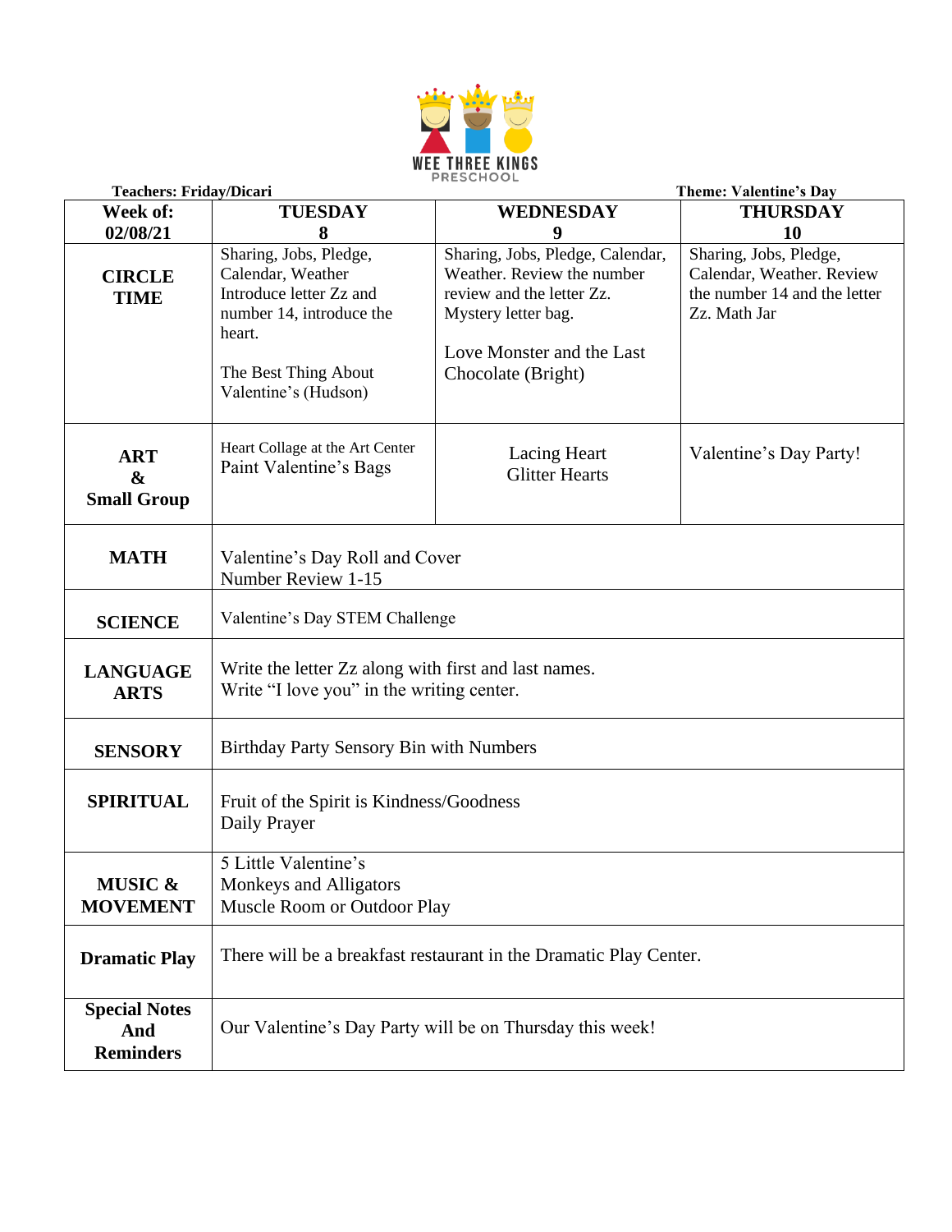WEE THREE KINGS PRESCHOOL

**Teachers: Friday/Dicari** **Theme: Valentine's Day**

| Week of: 02/08/21 | TUESDAY 8 | WEDNESDAY 9 | THURSDAY 10 |
|---|---|---|---|
| **CIRCLE TIME** | Sharing, Jobs, Pledge, Calendar, Weather Introduce letter Zz and number 14, introduce the heart.<br><br>The Best Thing About Valentine's (Hudson) | Sharing, Jobs, Pledge, Calendar, Weather. Review the number review and the letter Zz. Mystery letter bag.<br><br>Love Monster and the Last Chocolate (Bright) | Sharing, Jobs, Pledge, Calendar, Weather. Review the number 14 and the letter Zz. Math Jar |
| **ART & Small Group** | Heart Collage at the Art Center<br>Paint Valentine's Bags | Lacing Heart<br>Glitter Hearts | Valentine's Day Party! |
| **MATH** | Valentine's Day Roll and Cover<br>Number Review 1-15 | | |
| **SCIENCE** | Valentine's Day STEM Challenge | | |
| **LANGUAGE ARTS** | Write the letter Zz along with first and last names.<br>Write "I love you" in the writing center. | | |
| **SENSORY** | Birthday Party Sensory Bin with Numbers | | |
| **SPIRITUAL** | Fruit of the Spirit is Kindness/Goodness<br>Daily Prayer | | |
| **MUSIC & MOVEMENT** | 5 Little Valentine's<br>Monkeys and Alligators<br>Muscle Room or Outdoor Play | | |
| **Dramatic Play** | There will be a breakfast restaurant in the Dramatic Play Center. | | |
| **Special Notes And Reminders** | Our Valentine's Day Party will be on Thursday this week! | | |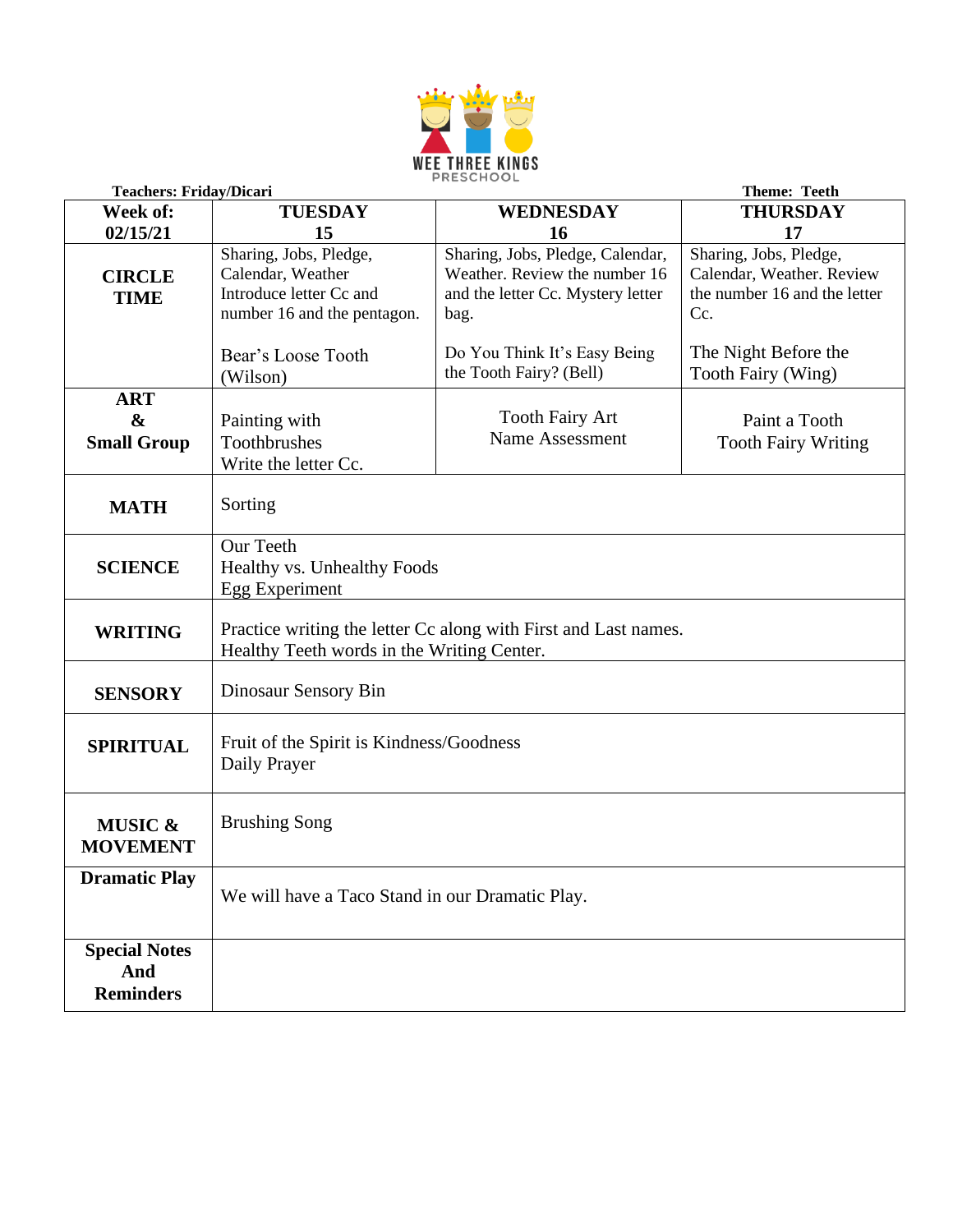WEE THREE KINGS PRESCHOOL

**Teachers: Friday/Dicari** **Theme: Teeth**

| **Week of: 02/15/21** | **TUESDAY 15** | **WEDNESDAY 16** | **THURSDAY 17** |
|---|---|---|---|
| **CIRCLE TIME** | Sharing, Jobs, Pledge, Calendar, Weather Introduce letter Cc and number 16 and the pentagon.<br><br>Bear's Loose Tooth (Wilson) | Sharing, Jobs, Pledge, Calendar, Weather. Review the number 16 and the letter Cc. Mystery letter bag.<br><br>Do You Think It's Easy Being the Tooth Fairy? (Bell) | Sharing, Jobs, Pledge, Calendar, Weather. Review the number 16 and the letter Cc.<br><br>The Night Before the Tooth Fairy (Wing) |
| **ART & Small Group** | Painting with Toothbrushes Write the letter Cc. | Tooth Fairy Art Name Assessment | Paint a Tooth Tooth Fairy Writing |
| **MATH** | Sorting | | |
| **SCIENCE** | Our Teeth<br>Healthy vs. Unhealthy Foods<br>Egg Experiment | | |
| **WRITING** | Practice writing the letter Cc along with First and Last names.<br>Healthy Teeth words in the Writing Center. | | |
| **SENSORY** | Dinosaur Sensory Bin | | |
| **SPIRITUAL** | Fruit of the Spirit is Kindness/Goodness<br>Daily Prayer | | |
| **MUSIC & MOVEMENT** | Brushing Song | | |
| **Dramatic Play** | We will have a Taco Stand in our Dramatic Play. | | |
| **Special Notes And Reminders** | | | |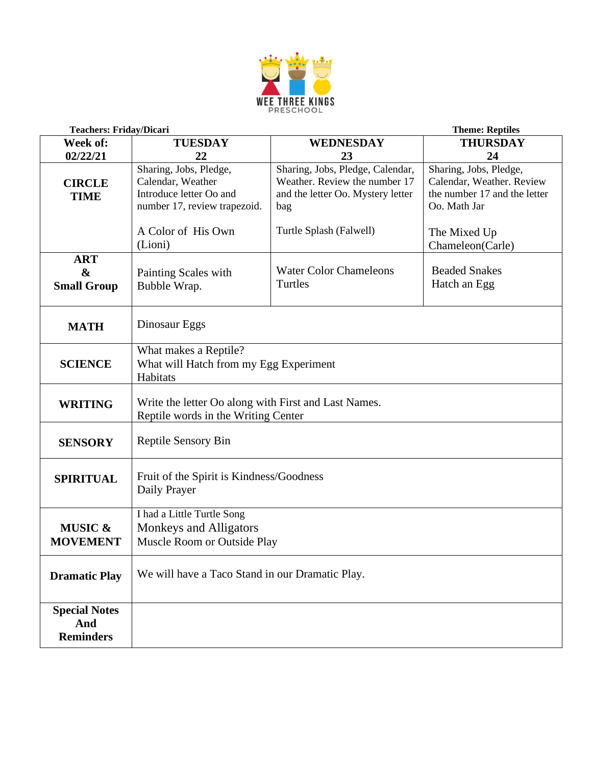WEE THREE KINGS
PRESCHOOL

**Teachers: Friday/Dicari** **Theme: Reptiles**

| Week of: 02/22/21 | TUESDAY 22 | WEDNESDAY 23 | THURSDAY 24 |
|---|---|---|---|
| **CIRCLE TIME** | Sharing, Jobs, Pledge, Calendar, Weather Introduce letter Oo and number 17, review trapezoid.<br><br>A Color of His Own (Lioni) | Sharing, Jobs, Pledge, Calendar, Weather. Review the number 17 and the letter Oo. Mystery letter bag<br><br>Turtle Splash (Falwell) | Sharing, Jobs, Pledge, Calendar, Weather. Review the number 17 and the letter Oo. Math Jar<br><br>The Mixed Up Chameleon(Carle) |
| **ART & Small Group** | Painting Scales with Bubble Wrap. | Water Color Chameleons Turtles | Beaded Snakes Hatch an Egg |
| **MATH** | Dinosaur Eggs | | |
| **SCIENCE** | What makes a Reptile?<br>What will Hatch from my Egg Experiment<br>Habitats | | |
| **WRITING** | Write the letter Oo along with First and Last Names.<br>Reptile words in the Writing Center | | |
| **SENSORY** | Reptile Sensory Bin | | |
| **SPIRITUAL** | Fruit of the Spirit is Kindness/Goodness<br>Daily Prayer | | |
| **MUSIC & MOVEMENT** | I had a Little Turtle Song<br>Monkeys and Alligators<br>Muscle Room or Outside Play | | |
| **Dramatic Play** | We will have a Taco Stand in our Dramatic Play. | | |
| **Special Notes And Reminders** | | | |